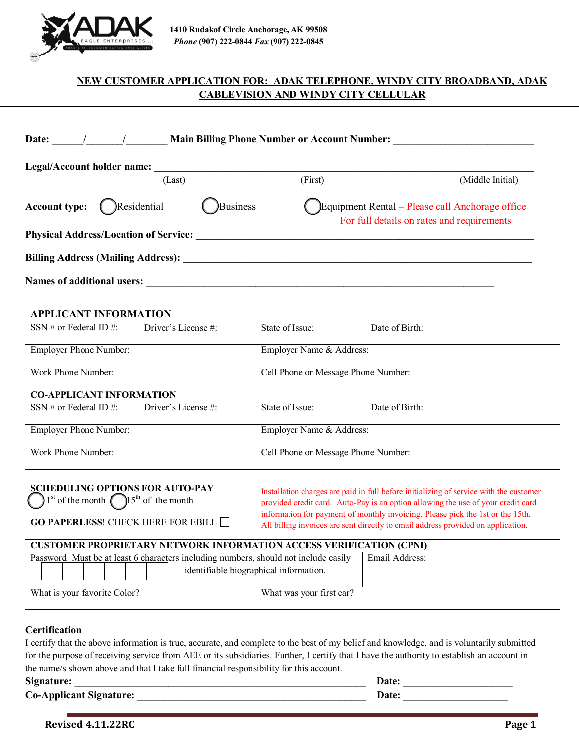1410 Rudakof Circle Anchorage, AK 99508
*Phone* (907) 222-0844 *Fax* (907) 222-0845

## NEW CUSTOMER APPLICATION FOR: ADAK TELEPHONE, WINDY CITY BROADBAND, ADAK CABLEVISION AND WINDY CITY CELLULAR

**Date:** ______/_______/________ **Main Billing Phone Number or Account Number:** ____________________________

**Legal/Account holder name:** ______________________________________________________________________
(Last) (First) (Middle Initial)

**Account type:** ◯ Residential ◯ Business ◯ Equipment Rental – Please call Anchorage office For full details on rates and requirements

**Physical Address/Location of Service:** ______________________________________________________________

**Billing Address (Mailing Address):** ________________________________________________________________

**Names of additional users:** ______________________________________________________________________

**APPLICANT INFORMATION**

| | | | |
|---|---|---|---|
| SSN # or Federal ID #: | Driver's License #: | State of Issue: | Date of Birth: |
| Employer Phone Number: | | Employer Name & Address: | |
| Work Phone Number: | | Cell Phone or Message Phone Number: | |

**CO-APPLICANT INFORMATION**

| | | | |
|---|---|---|---|
| SSN # or Federal ID #: | Driver's License #: | State of Issue: | Date of Birth: |
| Employer Phone Number: | | Employer Name & Address: | |
| Work Phone Number: | | Cell Phone or Message Phone Number: | |

| | |
|---|---|
| **SCHEDULING OPTIONS FOR AUTO-PAY** ◯ 1st of the month ◯ 15th of the month **GO PAPERLESS**! CHECK HERE FOR EBILL ☐ | Installation charges are paid in full before initializing of service with the customer provided credit card. Auto-Pay is an option allowing the use of your credit card information for payment of monthly invoicing. Please pick the 1st or the 15th. All billing invoices are sent directly to email address provided on application. |

**CUSTOMER PROPRIETARY NETWORK INFORMATION ACCESS VERIFICATION (CPNI)**

| | |
|---|---|
| Password Must be at least 6 characters including numbers, should not include easily identifiable biographical information. | Email Address: |
| What is your favorite Color? | What was your first car? |

**Certification**

I certify that the above information is true, accurate, and complete to the best of my belief and knowledge, and is voluntarily submitted for the purpose of receiving service from AEE or its subsidiaries. Further, I certify that I have the authority to establish an account in the name/s shown above and that I take full financial responsibility for this account.

**Signature:** ____________________________________________________________ **Date:** ______________________

**Co-Applicant Signature:** _______________________________________________ **Date:** _____________________

**Revised 4.11.22RC**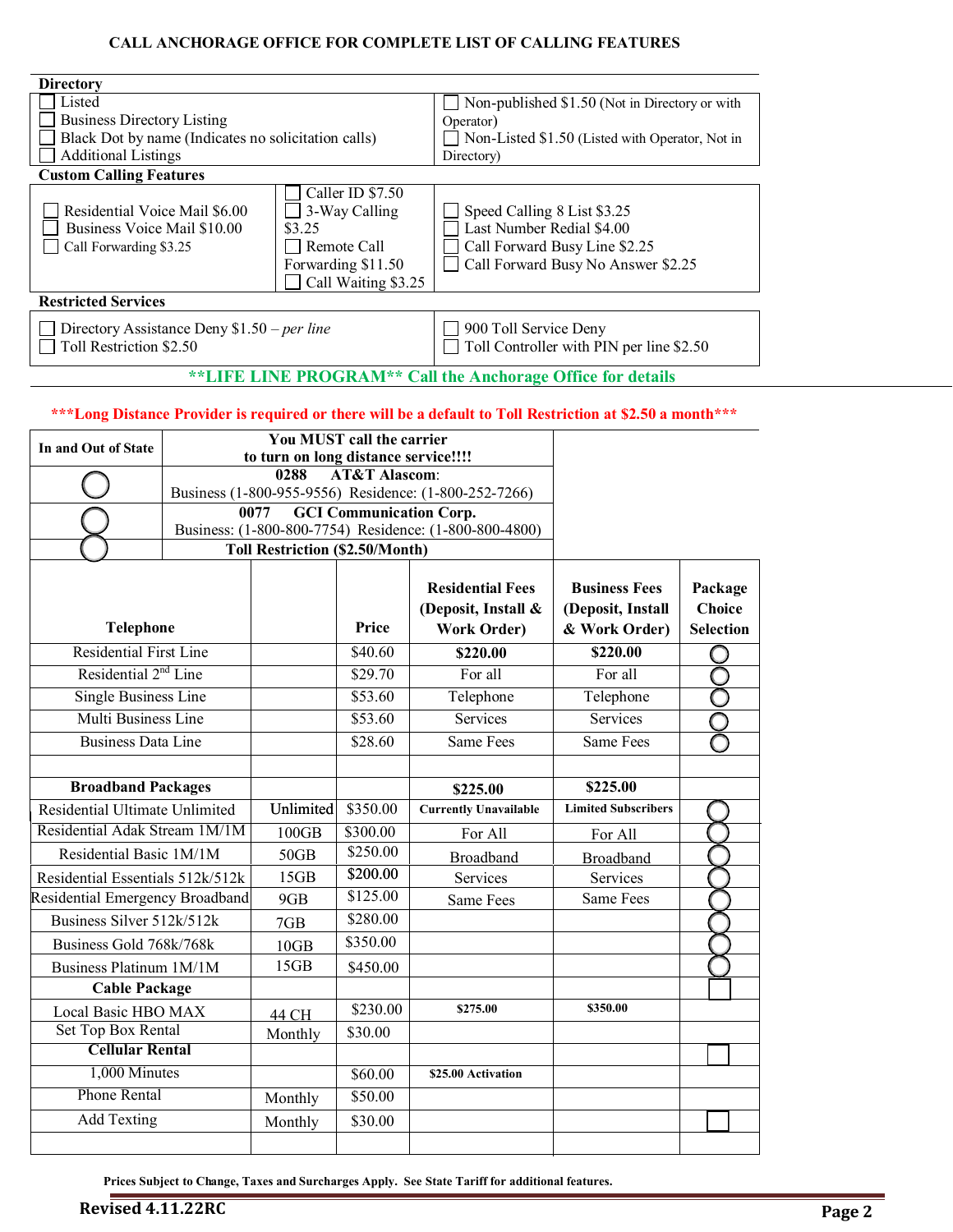**CALL ANCHORAGE OFFICE FOR COMPLETE LIST OF CALLING FEATURES**

| | | |
|---|---|---|
| **Directory** | | |
| ☐ Listed<br>☐ Business Directory Listing<br>☐ Black Dot by name (Indicates no solicitation calls)<br>☐ Additional Listings | | ☐ Non-published $1.50 (Not in Directory or with Operator)<br>☐ Non-Listed $1.50 (Listed with Operator, Not in Directory) |
| **Custom Calling Features** | | |
| ☐ Residential Voice Mail $6.00<br>☐ Business Voice Mail $10.00<br>☐ Call Forwarding $3.25 | ☐ Caller ID $7.50<br>☐ 3-Way Calling $3.25<br>☐ Remote Call Forwarding $11.50<br>☐ Call Waiting $3.25 | ☐ Speed Calling 8 List $3.25<br>☐ Last Number Redial $4.00<br>☐ Call Forward Busy Line $2.25<br>☐ Call Forward Busy No Answer $2.25 |
| **Restricted Services** | | |
| ☐ Directory Assistance Deny $1.50 – *per line*<br>☐ Toll Restriction $2.50 | | ☐ 900 Toll Service Deny<br>☐ Toll Controller with PIN per line $2.50 |

**\*\*LIFE LINE PROGRAM\*\* Call the Anchorage Office for details**

**\*\*\*Long Distance Provider is required or there will be a default to Toll Restriction at $2.50 a month\*\*\***

| In and Out of State | You MUST call the carrier to turn on long distance service!!!! |
|---|---|
| ○ | **0288 AT&T Alascom**: Business (1-800-955-9556) Residence: (1-800-252-7266) |
| ○ | **0077 GCI Communication Corp.** Business: (1-800-800-7754) Residence: (1-800-800-4800) |
| ○ | **Toll Restriction ($2.50/Month)** |

| **Telephone** | | **Price** | **Residential Fees (Deposit, Install & Work Order)** | **Business Fees (Deposit, Install & Work Order)** | **Package Choice Selection** |
|---|---|---|---|---|---|
| Residential First Line | | $40.60 | **$220.00** | **$220.00** | ○ |
| Residential 2nd Line | | $29.70 | For all | For all | ○ |
| Single Business Line | | $53.60 | Telephone | Telephone | ○ |
| Multi Business Line | | $53.60 | Services | Services | ○ |
| Business Data Line | | $28.60 | Same Fees | Same Fees | ○ |
| | | | | | |
| **Broadband Packages** | | | **$225.00** | **$225.00** | |
| Residential Ultimate Unlimited | Unlimited | $350.00 | **Currently Unavailable** | **Limited Subscribers** | ○ |
| Residential Adak Stream 1M/1M | 100GB | $300.00 | For All | For All | ○ |
| Residential Basic 1M/1M | 50GB | $250.00 | Broadband | Broadband | ○ |
| Residential Essentials 512k/512k | 15GB | $200.00 | Services | Services | ○ |
| Residential Emergency Broadband | 9GB | $125.00 | Same Fees | Same Fees | ○ |
| Business Silver 512k/512k | 7GB | $280.00 | | | ○ |
| Business Gold 768k/768k | 10GB | $350.00 | | | ○ |
| Business Platinum 1M/1M | 15GB | $450.00 | | | ○ |
| **Cable Package** | | | | | ☐ |
| Local Basic HBO MAX | 44 CH | $230.00 | **$275.00** | **$350.00** | |
| Set Top Box Rental | Monthly | $30.00 | | | |
| **Cellular Rental** | | | | | ☐ |
| 1,000 Minutes | | $60.00 | **$25.00 Activation** | | |
| Phone Rental | Monthly | $50.00 | | | |
| Add Texting | Monthly | $30.00 | | | ☐ |
| | | | | | |

**Prices Subject to Change, Taxes and Surcharges Apply. See State Tariff for additional features.**

**Revised 4.11.22RC**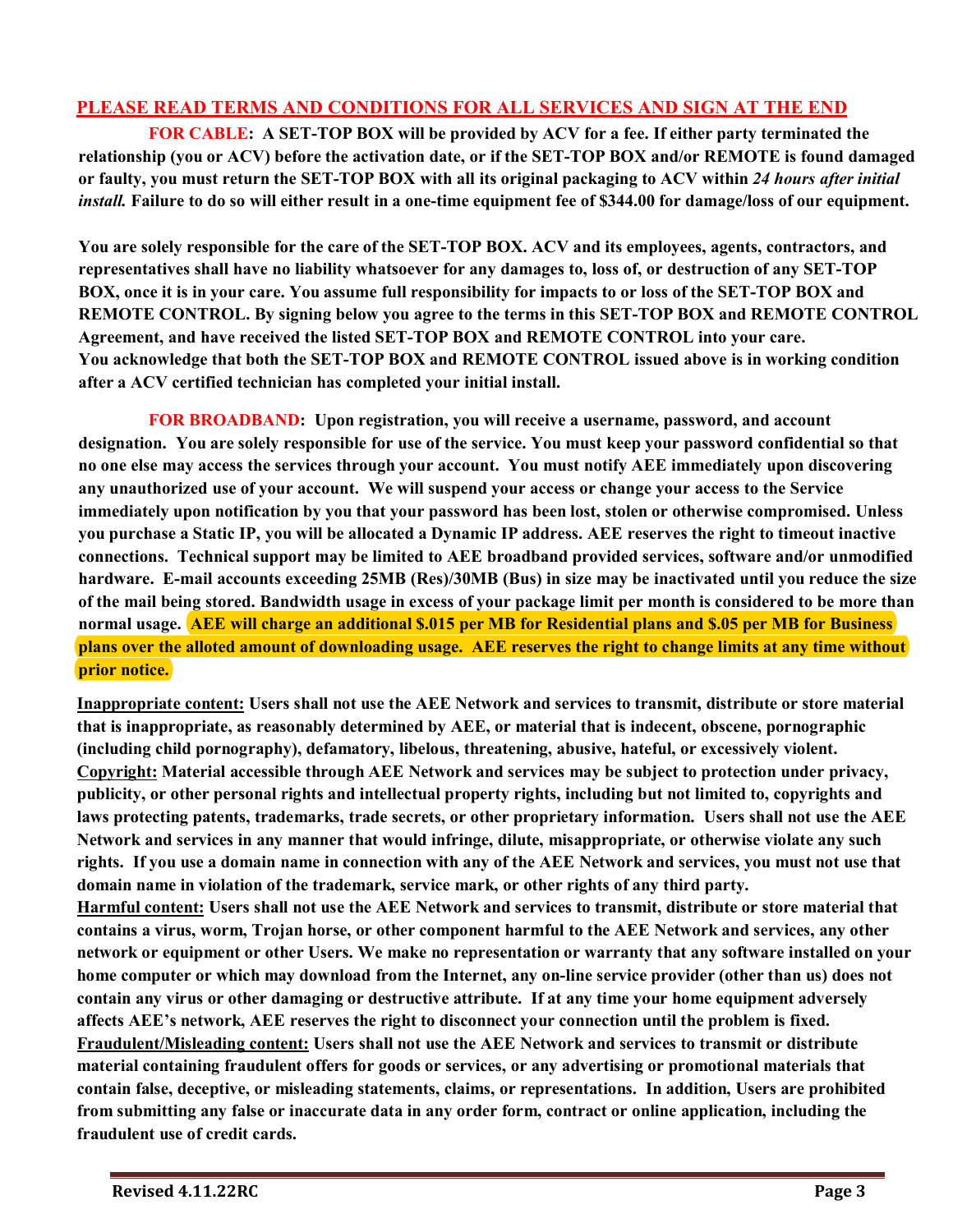**PLEASE READ TERMS AND CONDITIONS FOR ALL SERVICES AND SIGN AT THE END**

**FOR CABLE: A SET-TOP BOX will be provided by ACV for a fee. If either party terminated the relationship (you or ACV) before the activation date, or if the SET-TOP BOX and/or REMOTE is found damaged or faulty, you must return the SET-TOP BOX with all its original packaging to ACV within *24 hours after initial install.* Failure to do so will either result in a one-time equipment fee of $344.00 for damage/loss of our equipment.**

**You are solely responsible for the care of the SET-TOP BOX. ACV and its employees, agents, contractors, and representatives shall have no liability whatsoever for any damages to, loss of, or destruction of any SET-TOP BOX, once it is in your care. You assume full responsibility for impacts to or loss of the SET-TOP BOX and REMOTE CONTROL. By signing below you agree to the terms in this SET-TOP BOX and REMOTE CONTROL Agreement, and have received the listed SET-TOP BOX and REMOTE CONTROL into your care. You acknowledge that both the SET-TOP BOX and REMOTE CONTROL issued above is in working condition after a ACV certified technician has completed your initial install.**

**FOR BROADBAND: Upon registration, you will receive a username, password, and account designation. You are solely responsible for use of the service. You must keep your password confidential so that no one else may access the services through your account. You must notify AEE immediately upon discovering any unauthorized use of your account. We will suspend your access or change your access to the Service immediately upon notification by you that your password has been lost, stolen or otherwise compromised. Unless you purchase a Static IP, you will be allocated a Dynamic IP address. AEE reserves the right to timeout inactive connections. Technical support may be limited to AEE broadband provided services, software and/or unmodified hardware. E-mail accounts exceeding 25MB (Res)/30MB (Bus) in size may be inactivated until you reduce the size of the mail being stored. Bandwidth usage in excess of your package limit per month is considered to be more than normal usage. AEE will charge an additional $.015 per MB for Residential plans and $.05 per MB for Business plans over the alloted amount of downloading usage. AEE reserves the right to change limits at any time without prior notice.**

**Inappropriate content: Users shall not use the AEE Network and services to transmit, distribute or store material that is inappropriate, as reasonably determined by AEE, or material that is indecent, obscene, pornographic (including child pornography), defamatory, libelous, threatening, abusive, hateful, or excessively violent.**

**Copyright: Material accessible through AEE Network and services may be subject to protection under privacy, publicity, or other personal rights and intellectual property rights, including but not limited to, copyrights and laws protecting patents, trademarks, trade secrets, or other proprietary information. Users shall not use the AEE Network and services in any manner that would infringe, dilute, misappropriate, or otherwise violate any such rights. If you use a domain name in connection with any of the AEE Network and services, you must not use that domain name in violation of the trademark, service mark, or other rights of any third party.**

**Harmful content: Users shall not use the AEE Network and services to transmit, distribute or store material that contains a virus, worm, Trojan horse, or other component harmful to the AEE Network and services, any other network or equipment or other Users. We make no representation or warranty that any software installed on your home computer or which may download from the Internet, any on-line service provider (other than us) does not contain any virus or other damaging or destructive attribute. If at any time your home equipment adversely affects AEE's network, AEE reserves the right to disconnect your connection until the problem is fixed.**

**Fraudulent/Misleading content: Users shall not use the AEE Network and services to transmit or distribute material containing fraudulent offers for goods or services, or any advertising or promotional materials that contain false, deceptive, or misleading statements, claims, or representations. In addition, Users are prohibited from submitting any false or inaccurate data in any order form, contract or online application, including the fraudulent use of credit cards.**

**Revised 4.11.22RC**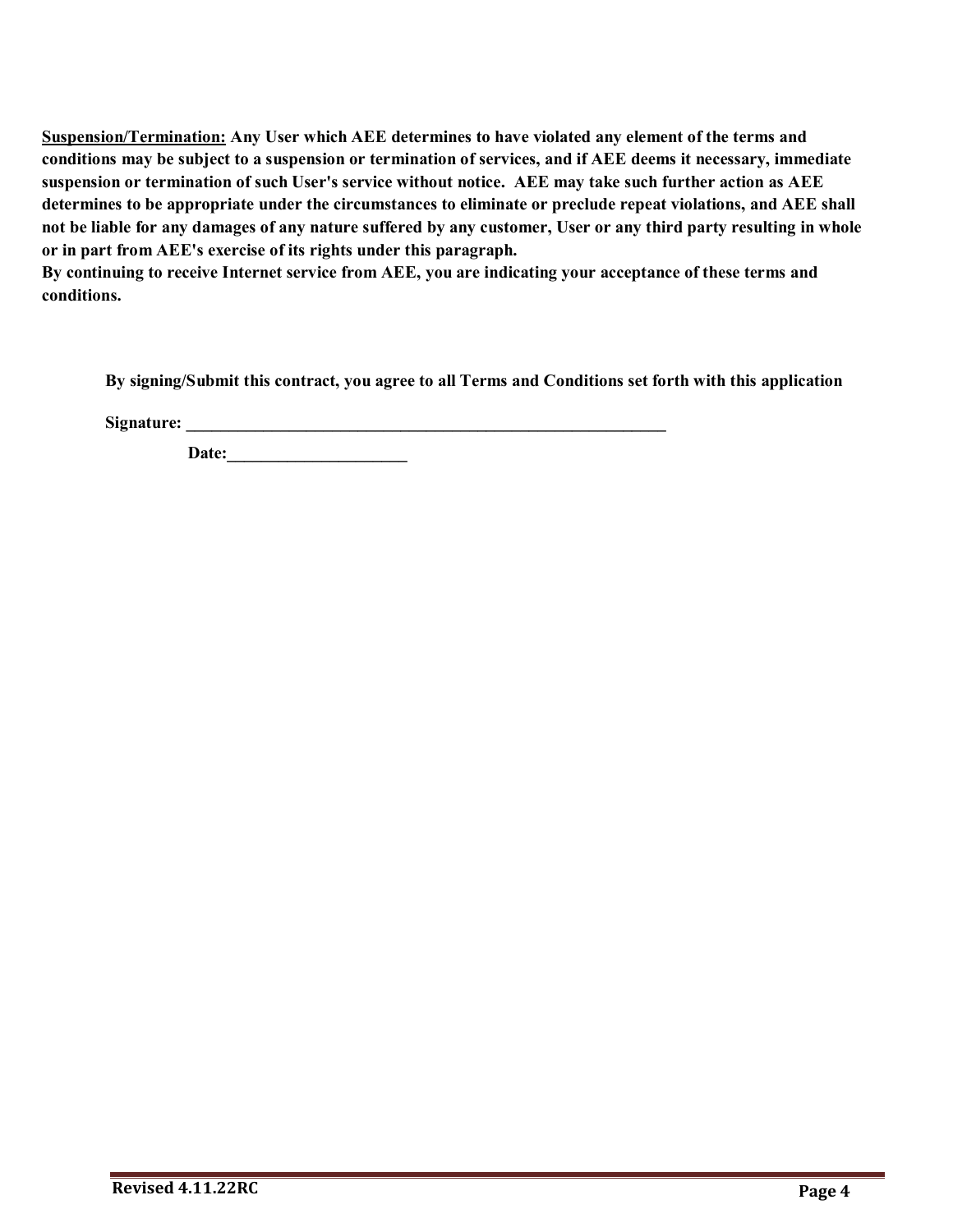**Suspension/Termination:** **Any User which AEE determines to have violated any element of the terms and conditions may be subject to a suspension or termination of services, and if AEE deems it necessary, immediate suspension or termination of such User's service without notice. AEE may take such further action as AEE determines to be appropriate under the circumstances to eliminate or preclude repeat violations, and AEE shall not be liable for any damages of any nature suffered by any customer, User or any third party resulting in whole or in part from AEE's exercise of its rights under this paragraph.**

**By continuing to receive Internet service from AEE, you are indicating your acceptance of these terms and conditions.**

**By signing/Submit this contract, you agree to all Terms and Conditions set forth with this application**

**Signature: ____________________________________________________________**

**Date:______________________**